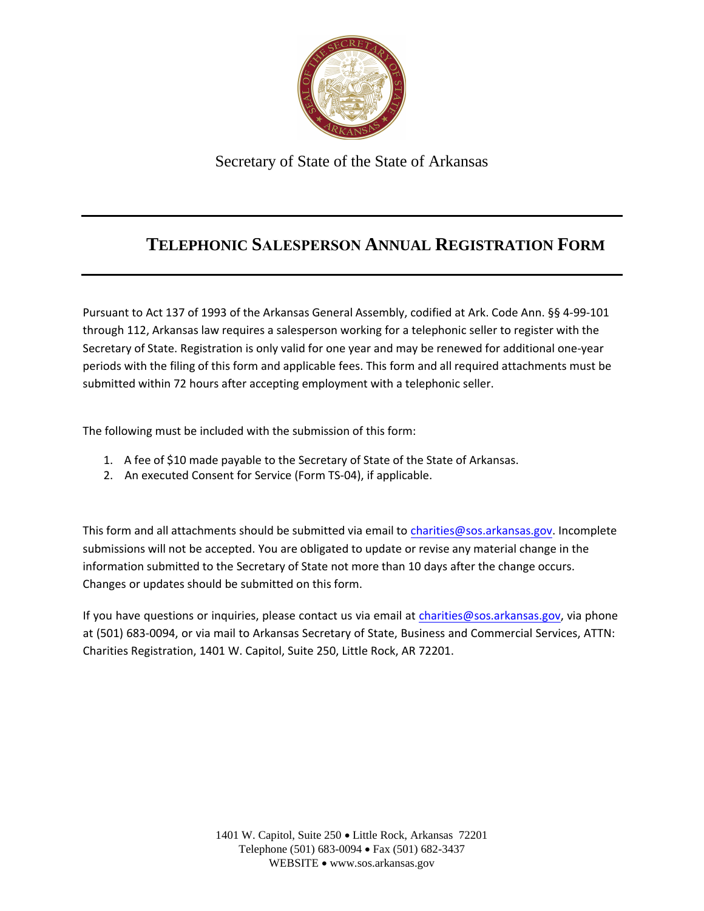Secretary of State of the State of Arkansas

# TELEPHONIC SALESPERSON ANNUAL REGISTRATION FORM

Pursuant to Act 137 of 1993 of the Arkansas General Assembly, codified at Ark. Code Ann. §§ 4-99-101 through 112, Arkansas law requires a salesperson working for a telephonic seller to register with the Secretary of State. Registration is only valid for one year and may be renewed for additional one-year periods with the filing of this form and applicable fees. This form and all required attachments must be submitted within 72 hours after accepting employment with a telephonic seller.

The following must be included with the submission of this form:

1. A fee of $10 made payable to the Secretary of State of the State of Arkansas.
2. An executed Consent for Service (Form TS-04), if applicable.

This form and all attachments should be submitted via email to charities@sos.arkansas.gov. Incomplete submissions will not be accepted. You are obligated to update or revise any material change in the information submitted to the Secretary of State not more than 10 days after the change occurs. Changes or updates should be submitted on this form.

If you have questions or inquiries, please contact us via email at charities@sos.arkansas.gov, via phone at (501) 683-0094, or via mail to Arkansas Secretary of State, Business and Commercial Services, ATTN: Charities Registration, 1401 W. Capitol, Suite 250, Little Rock, AR 72201.

1401 W. Capitol, Suite 250 • Little Rock, Arkansas 72201
Telephone (501) 683-0094 • Fax (501) 682-3437
WEBSITE • www.sos.arkansas.gov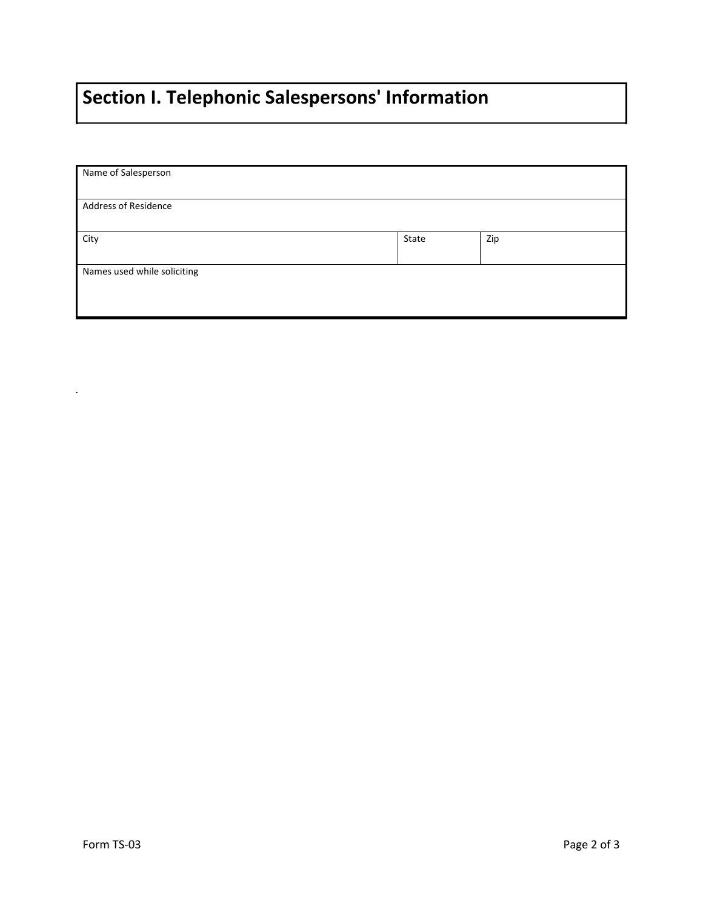# Section I. Telephonic Salespersons' Information

| Name of Salesperson | | |
|---|---|---|
| Address of Residence | | |
| City | State | Zip |
| Names used while soliciting | | |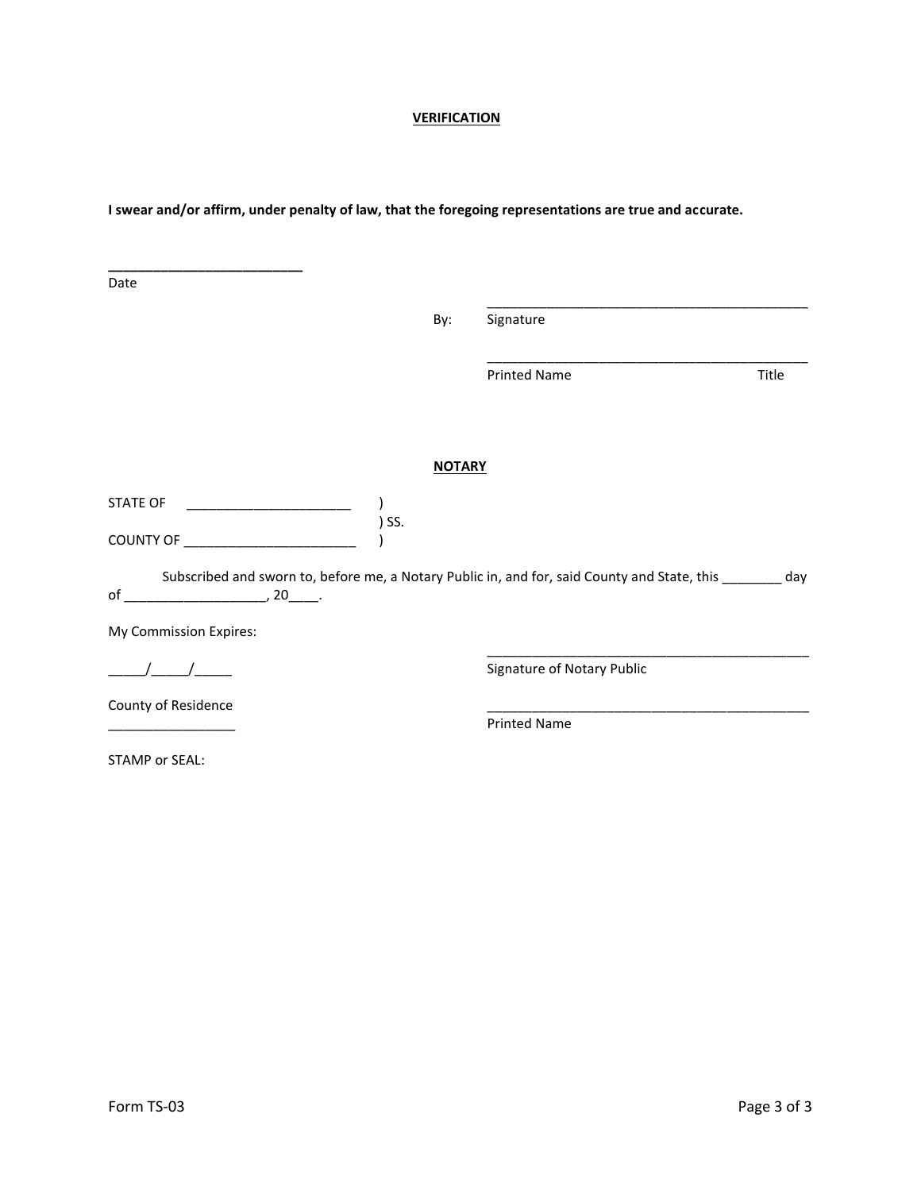**VERIFICATION**

**I swear and/or affirm, under penalty of law, that the foregoing representations are true and accurate.**

___________________________
Date

By: _____________________________________________
Signature

_____________________________________________
Printed Name Title

**NOTARY**

STATE OF ______________________ )
) SS.
COUNTY OF ________________________ )

Subscribed and sworn to, before me, a Notary Public in, and for, said County and State, this ________ day of ___________________, 20____.

My Commission Expires:

_____/_____/_____

_____________________________________________
Signature of Notary Public

County of Residence
_________________

_____________________________________________
Printed Name

STAMP or SEAL:

Form TS-03